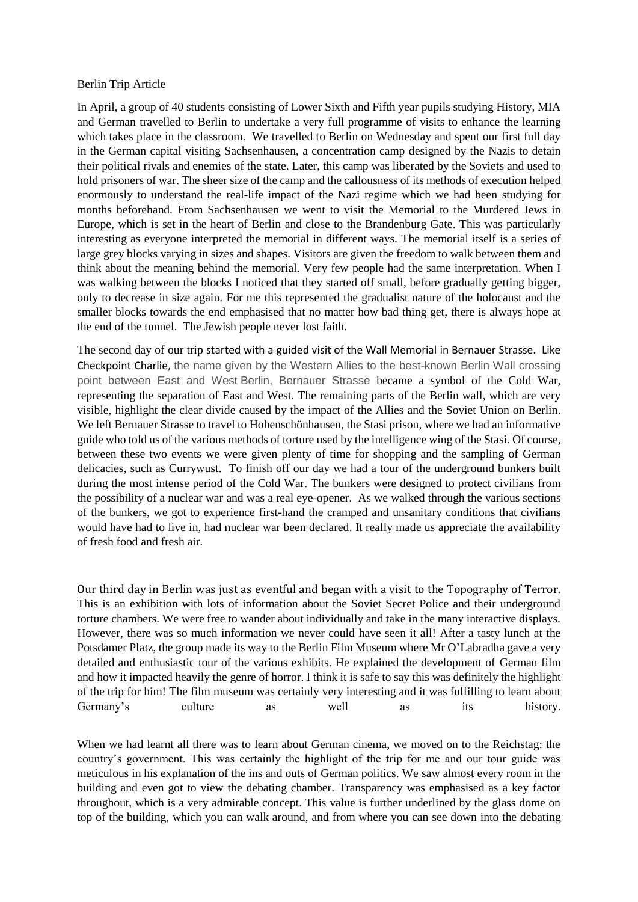Berlin Trip Article

In April, a group of 40 students consisting of Lower Sixth and Fifth year pupils studying History, MIA and German travelled to Berlin to undertake a very full programme of visits to enhance the learning which takes place in the classroom. We travelled to Berlin on Wednesday and spent our first full day in the German capital visiting Sachsenhausen, a concentration camp designed by the Nazis to detain their political rivals and enemies of the state. Later, this camp was liberated by the Soviets and used to hold prisoners of war. The sheer size of the camp and the callousness of its methods of execution helped enormously to understand the real-life impact of the Nazi regime which we had been studying for months beforehand. From Sachsenhausen we went to visit the Memorial to the Murdered Jews in Europe, which is set in the heart of Berlin and close to the Brandenburg Gate. This was particularly interesting as everyone interpreted the memorial in different ways. The memorial itself is a series of large grey blocks varying in sizes and shapes. Visitors are given the freedom to walk between them and think about the meaning behind the memorial. Very few people had the same interpretation. When I was walking between the blocks I noticed that they started off small, before gradually getting bigger, only to decrease in size again. For me this represented the gradualist nature of the holocaust and the smaller blocks towards the end emphasised that no matter how bad thing get, there is always hope at the end of the tunnel. The Jewish people never lost faith.

The second day of our trip started with a guided visit of the Wall Memorial in Bernauer Strasse. Like Checkpoint Charlie, the name given by the Western Allies to the best-known Berlin Wall crossing point between East and West Berlin, Bernauer Strasse became a symbol of the Cold War, representing the separation of East and West. The remaining parts of the Berlin wall, which are very visible, highlight the clear divide caused by the impact of the Allies and the Soviet Union on Berlin. We left Bernauer Strasse to travel to Hohenschönhausen, the Stasi prison, where we had an informative guide who told us of the various methods of torture used by the intelligence wing of the Stasi. Of course, between these two events we were given plenty of time for shopping and the sampling of German delicacies, such as Currywust. To finish off our day we had a tour of the underground bunkers built during the most intense period of the Cold War. The bunkers were designed to protect civilians from the possibility of a nuclear war and was a real eye-opener. As we walked through the various sections of the bunkers, we got to experience first-hand the cramped and unsanitary conditions that civilians would have had to live in, had nuclear war been declared. It really made us appreciate the availability of fresh food and fresh air.

Our third day in Berlin was just as eventful and began with a visit to the Topography of Terror. This is an exhibition with lots of information about the Soviet Secret Police and their underground torture chambers. We were free to wander about individually and take in the many interactive displays. However, there was so much information we never could have seen it all! After a tasty lunch at the Potsdamer Platz, the group made its way to the Berlin Film Museum where Mr O'Labradha gave a very detailed and enthusiastic tour of the various exhibits. He explained the development of German film and how it impacted heavily the genre of horror. I think it is safe to say this was definitely the highlight of the trip for him! The film museum was certainly very interesting and it was fulfilling to learn about Germany's culture as well as its history.

When we had learnt all there was to learn about German cinema, we moved on to the Reichstag: the country's government. This was certainly the highlight of the trip for me and our tour guide was meticulous in his explanation of the ins and outs of German politics. We saw almost every room in the building and even got to view the debating chamber. Transparency was emphasised as a key factor throughout, which is a very admirable concept. This value is further underlined by the glass dome on top of the building, which you can walk around, and from where you can see down into the debating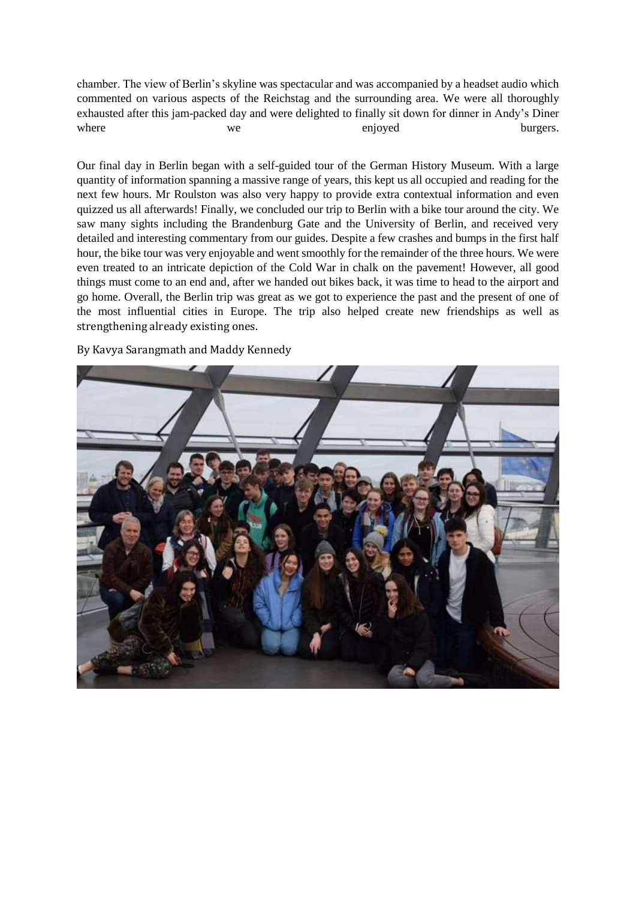chamber. The view of Berlin's skyline was spectacular and was accompanied by a headset audio which commented on various aspects of the Reichstag and the surrounding area. We were all thoroughly exhausted after this jam-packed day and were delighted to finally sit down for dinner in Andy's Diner where we enjoyed burgers.

Our final day in Berlin began with a self-guided tour of the German History Museum. With a large quantity of information spanning a massive range of years, this kept us all occupied and reading for the next few hours. Mr Roulston was also very happy to provide extra contextual information and even quizzed us all afterwards! Finally, we concluded our trip to Berlin with a bike tour around the city. We saw many sights including the Brandenburg Gate and the University of Berlin, and received very detailed and interesting commentary from our guides. Despite a few crashes and bumps in the first half hour, the bike tour was very enjoyable and went smoothly for the remainder of the three hours. We were even treated to an intricate depiction of the Cold War in chalk on the pavement! However, all good things must come to an end and, after we handed out bikes back, it was time to head to the airport and go home. Overall, the Berlin trip was great as we got to experience the past and the present of one of the most influential cities in Europe. The trip also helped create new friendships as well as strengthening already existing ones.

By Kavya Sarangmath and Maddy Kennedy